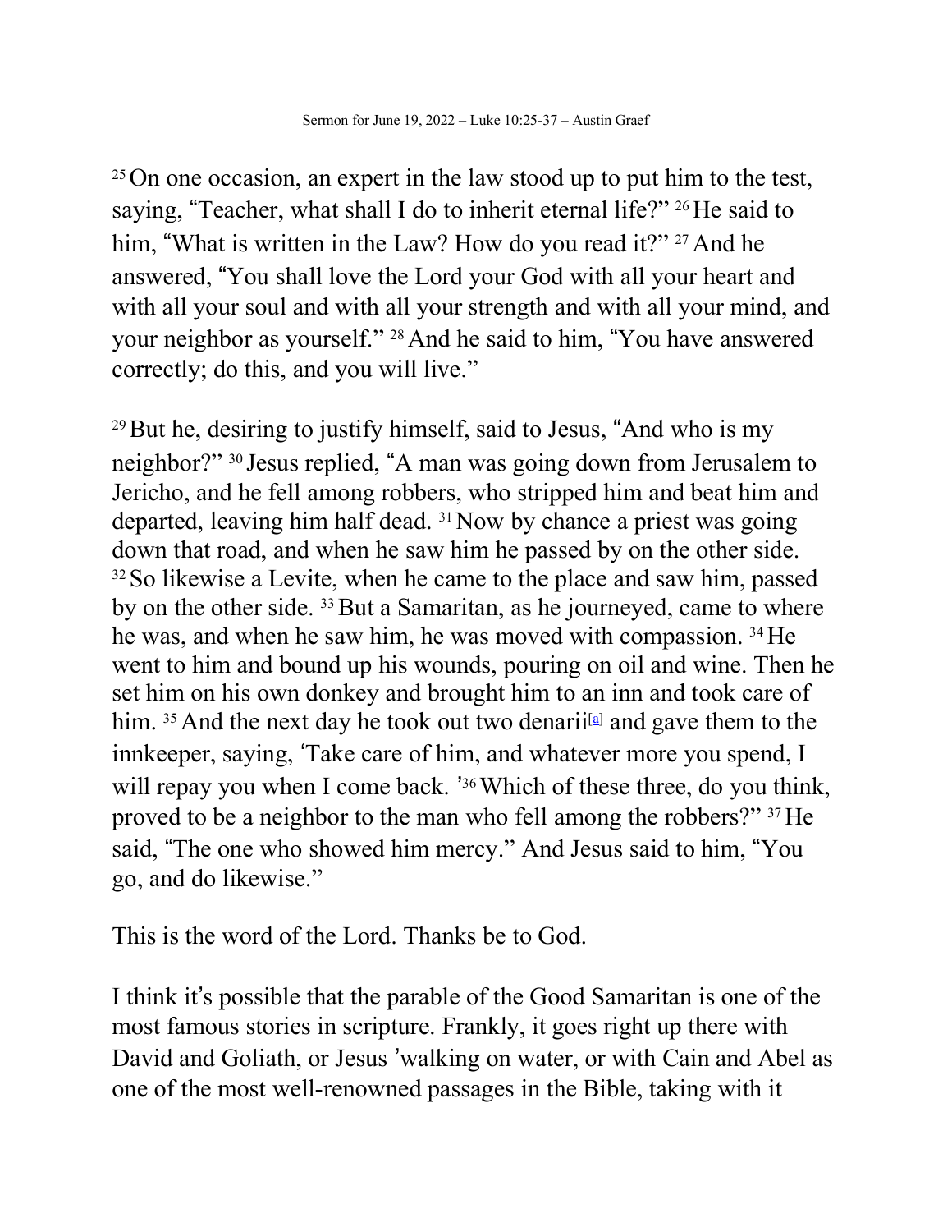25 On one occasion, an expert in the law stood up to put him to the test, saying, “Teacher, what shall I do to inherit eternal life?” 26 He said to him, “What is written in the Law? How do you read it?” 27 And he answered, “You shall love the Lord your God with all your heart and with all your soul and with all your strength and with all your mind, and your neighbor as yourself.” 28 And he said to him, “You have answered correctly; do this, and you will live.”

29 But he, desiring to justify himself, said to Jesus, “And who is my neighbor?” 30 Jesus replied, “A man was going down from Jerusalem to Jericho, and he fell among robbers, who stripped him and beat him and departed, leaving him half dead. 31 Now by chance a priest was going down that road, and when he saw him he passed by on the other side. 32 So likewise a Levite, when he came to the place and saw him, passed by on the other side. 33 But a Samaritan, as he journeyed, came to where he was, and when he saw him, he was moved with compassion. 34 He went to him and bound up his wounds, pouring on oil and wine. Then he set him on his own donkey and brought him to an inn and took care of him. 35 And the next day he took out two denarii[a] and gave them to the innkeeper, saying, ‘Take care of him, and whatever more you spend, I will repay you when I come back. ’36 Which of these three, do you think, proved to be a neighbor to the man who fell among the robbers?” 37 He said, “The one who showed him mercy.” And Jesus said to him, “You go, and do likewise.”

This is the word of the Lord. Thanks be to God.

I think it’s possible that the parable of the Good Samaritan is one of the most famous stories in scripture. Frankly, it goes right up there with David and Goliath, or Jesus ’walking on water, or with Cain and Abel as one of the most well-renowned passages in the Bible, taking with it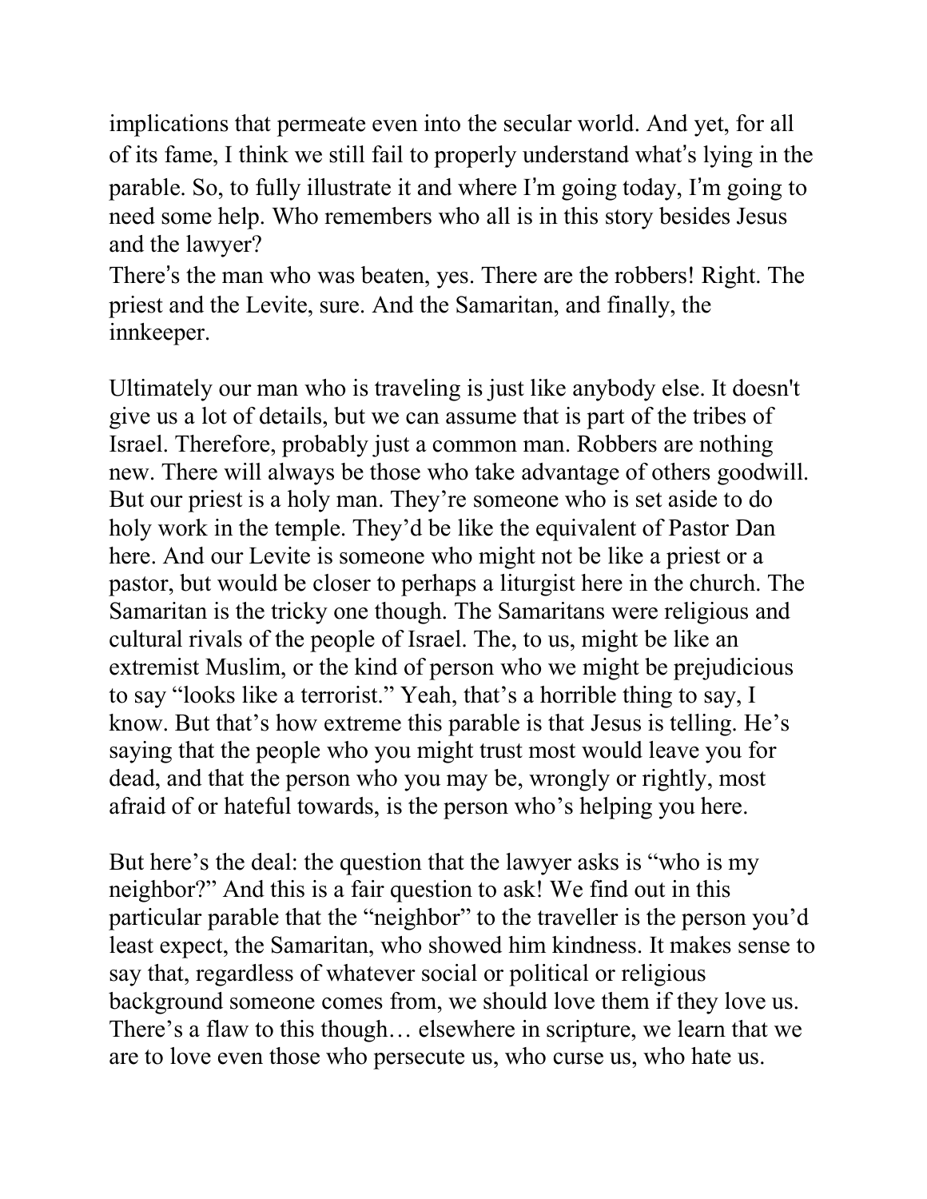implications that permeate even into the secular world. And yet, for all of its fame, I think we still fail to properly understand what's lying in the parable. So, to fully illustrate it and where I'm going today, I'm going to need some help. Who remembers who all is in this story besides Jesus and the lawyer?

There's the man who was beaten, yes. There are the robbers! Right. The priest and the Levite, sure. And the Samaritan, and finally, the innkeeper.

Ultimately our man who is traveling is just like anybody else. It doesn't give us a lot of details, but we can assume that is part of the tribes of Israel. Therefore, probably just a common man. Robbers are nothing new. There will always be those who take advantage of others goodwill. But our priest is a holy man. They're someone who is set aside to do holy work in the temple. They'd be like the equivalent of Pastor Dan here. And our Levite is someone who might not be like a priest or a pastor, but would be closer to perhaps a liturgist here in the church. The Samaritan is the tricky one though. The Samaritans were religious and cultural rivals of the people of Israel. The, to us, might be like an extremist Muslim, or the kind of person who we might be prejudicious to say "looks like a terrorist." Yeah, that's a horrible thing to say, I know. But that's how extreme this parable is that Jesus is telling. He's saying that the people who you might trust most would leave you for dead, and that the person who you may be, wrongly or rightly, most afraid of or hateful towards, is the person who's helping you here.

But here's the deal: the question that the lawyer asks is "who is my neighbor?" And this is a fair question to ask! We find out in this particular parable that the "neighbor" to the traveller is the person you'd least expect, the Samaritan, who showed him kindness. It makes sense to say that, regardless of whatever social or political or religious background someone comes from, we should love them if they love us. There's a flaw to this though… elsewhere in scripture, we learn that we are to love even those who persecute us, who curse us, who hate us.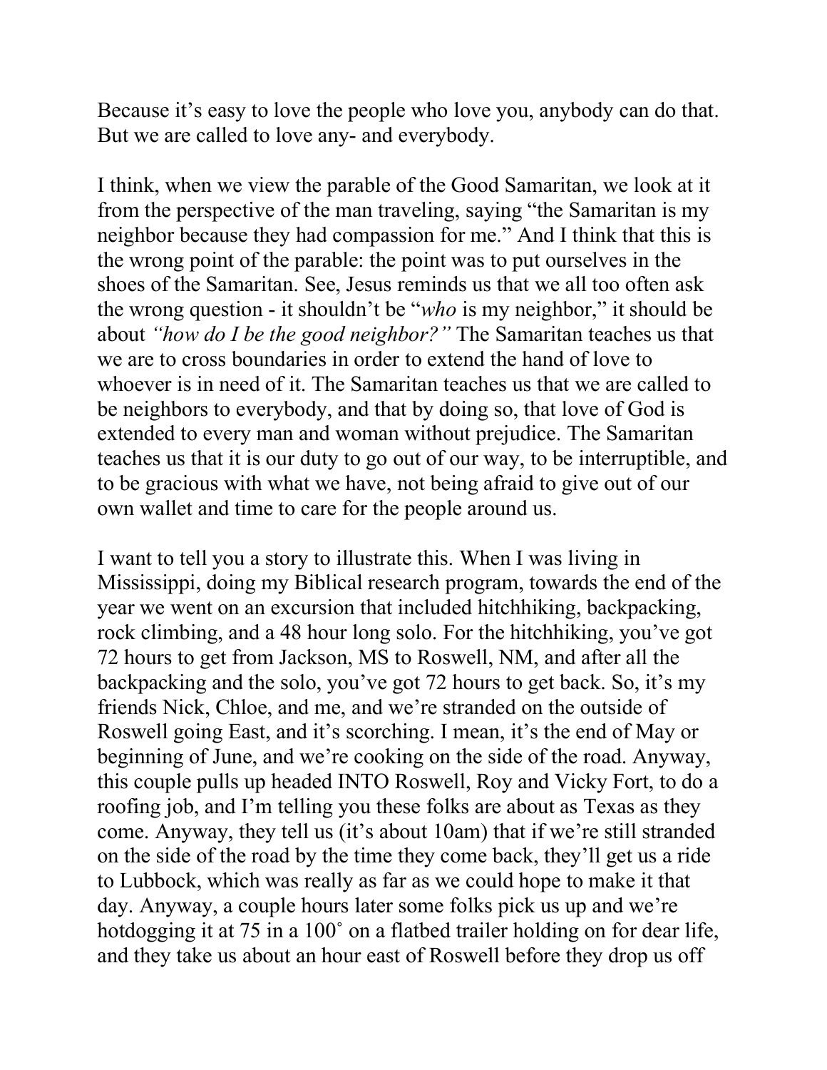Because it's easy to love the people who love you, anybody can do that. But we are called to love any- and everybody.

I think, when we view the parable of the Good Samaritan, we look at it from the perspective of the man traveling, saying "the Samaritan is my neighbor because they had compassion for me." And I think that this is the wrong point of the parable: the point was to put ourselves in the shoes of the Samaritan. See, Jesus reminds us that we all too often ask the wrong question - it shouldn't be "*who* is my neighbor," it should be about *"how do I be the good neighbor?"* The Samaritan teaches us that we are to cross boundaries in order to extend the hand of love to whoever is in need of it. The Samaritan teaches us that we are called to be neighbors to everybody, and that by doing so, that love of God is extended to every man and woman without prejudice. The Samaritan teaches us that it is our duty to go out of our way, to be interruptible, and to be gracious with what we have, not being afraid to give out of our own wallet and time to care for the people around us.

I want to tell you a story to illustrate this. When I was living in Mississippi, doing my Biblical research program, towards the end of the year we went on an excursion that included hitchhiking, backpacking, rock climbing, and a 48 hour long solo. For the hitchhiking, you've got 72 hours to get from Jackson, MS to Roswell, NM, and after all the backpacking and the solo, you've got 72 hours to get back. So, it's my friends Nick, Chloe, and me, and we're stranded on the outside of Roswell going East, and it's scorching. I mean, it's the end of May or beginning of June, and we're cooking on the side of the road. Anyway, this couple pulls up headed INTO Roswell, Roy and Vicky Fort, to do a roofing job, and I'm telling you these folks are about as Texas as they come. Anyway, they tell us (it's about 10am) that if we're still stranded on the side of the road by the time they come back, they'll get us a ride to Lubbock, which was really as far as we could hope to make it that day. Anyway, a couple hours later some folks pick us up and we're hotdogging it at 75 in a 100˚ on a flatbed trailer holding on for dear life, and they take us about an hour east of Roswell before they drop us off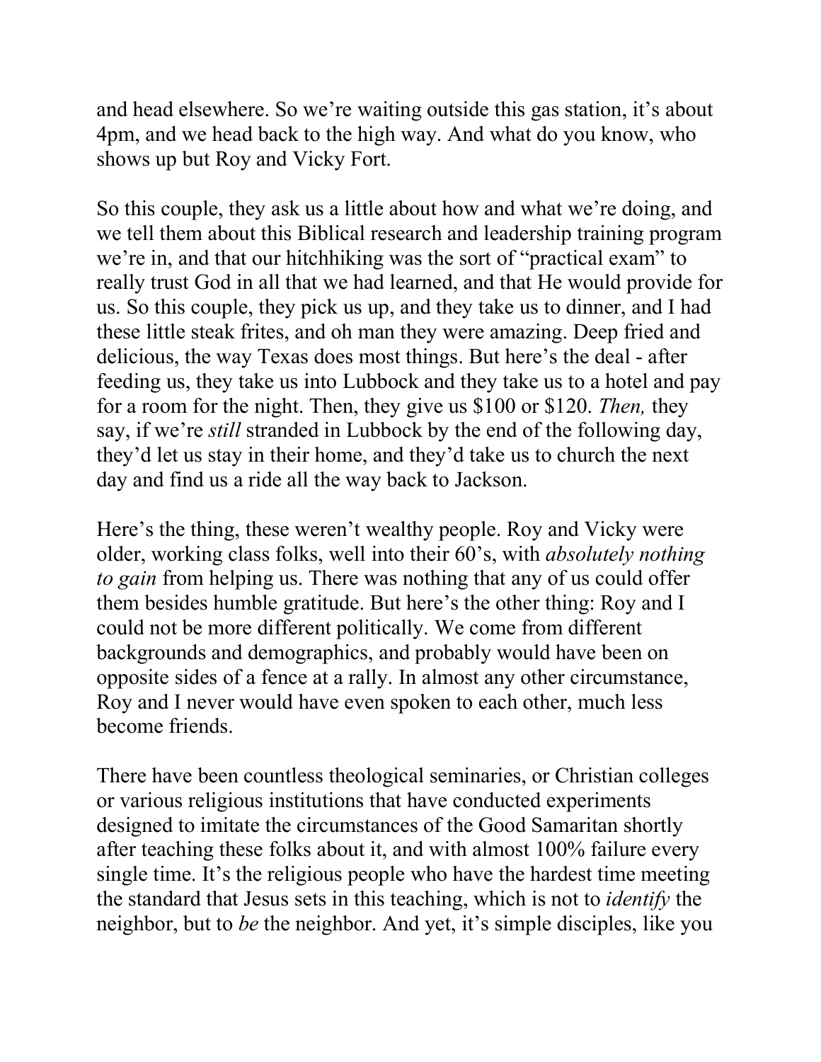and head elsewhere. So we're waiting outside this gas station, it's about 4pm, and we head back to the high way. And what do you know, who shows up but Roy and Vicky Fort.

So this couple, they ask us a little about how and what we're doing, and we tell them about this Biblical research and leadership training program we're in, and that our hitchhiking was the sort of "practical exam" to really trust God in all that we had learned, and that He would provide for us. So this couple, they pick us up, and they take us to dinner, and I had these little steak frites, and oh man they were amazing. Deep fried and delicious, the way Texas does most things. But here's the deal - after feeding us, they take us into Lubbock and they take us to a hotel and pay for a room for the night. Then, they give us $100 or $120. *Then,* they say, if we're *still* stranded in Lubbock by the end of the following day, they'd let us stay in their home, and they'd take us to church the next day and find us a ride all the way back to Jackson.

Here's the thing, these weren't wealthy people. Roy and Vicky were older, working class folks, well into their 60's, with *absolutely nothing to gain* from helping us. There was nothing that any of us could offer them besides humble gratitude. But here's the other thing: Roy and I could not be more different politically. We come from different backgrounds and demographics, and probably would have been on opposite sides of a fence at a rally. In almost any other circumstance, Roy and I never would have even spoken to each other, much less become friends.

There have been countless theological seminaries, or Christian colleges or various religious institutions that have conducted experiments designed to imitate the circumstances of the Good Samaritan shortly after teaching these folks about it, and with almost 100% failure every single time. It's the religious people who have the hardest time meeting the standard that Jesus sets in this teaching, which is not to *identify* the neighbor, but to *be* the neighbor. And yet, it's simple disciples, like you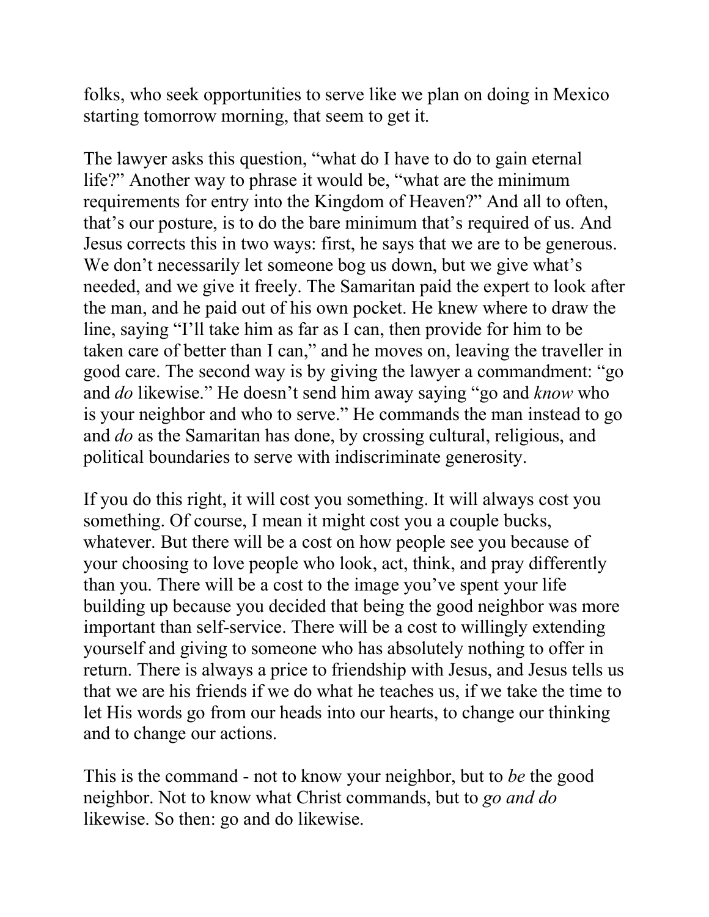folks, who seek opportunities to serve like we plan on doing in Mexico starting tomorrow morning, that seem to get it.

The lawyer asks this question, "what do I have to do to gain eternal life?" Another way to phrase it would be, "what are the minimum requirements for entry into the Kingdom of Heaven?" And all to often, that's our posture, is to do the bare minimum that's required of us. And Jesus corrects this in two ways: first, he says that we are to be generous. We don't necessarily let someone bog us down, but we give what's needed, and we give it freely. The Samaritan paid the expert to look after the man, and he paid out of his own pocket. He knew where to draw the line, saying "I'll take him as far as I can, then provide for him to be taken care of better than I can," and he moves on, leaving the traveller in good care. The second way is by giving the lawyer a commandment: "go and *do* likewise." He doesn't send him away saying "go and *know* who is your neighbor and who to serve." He commands the man instead to go and *do* as the Samaritan has done, by crossing cultural, religious, and political boundaries to serve with indiscriminate generosity.

If you do this right, it will cost you something. It will always cost you something. Of course, I mean it might cost you a couple bucks, whatever. But there will be a cost on how people see you because of your choosing to love people who look, act, think, and pray differently than you. There will be a cost to the image you've spent your life building up because you decided that being the good neighbor was more important than self-service. There will be a cost to willingly extending yourself and giving to someone who has absolutely nothing to offer in return. There is always a price to friendship with Jesus, and Jesus tells us that we are his friends if we do what he teaches us, if we take the time to let His words go from our heads into our hearts, to change our thinking and to change our actions.

This is the command - not to know your neighbor, but to *be* the good neighbor. Not to know what Christ commands, but to *go and do* likewise. So then: go and do likewise.